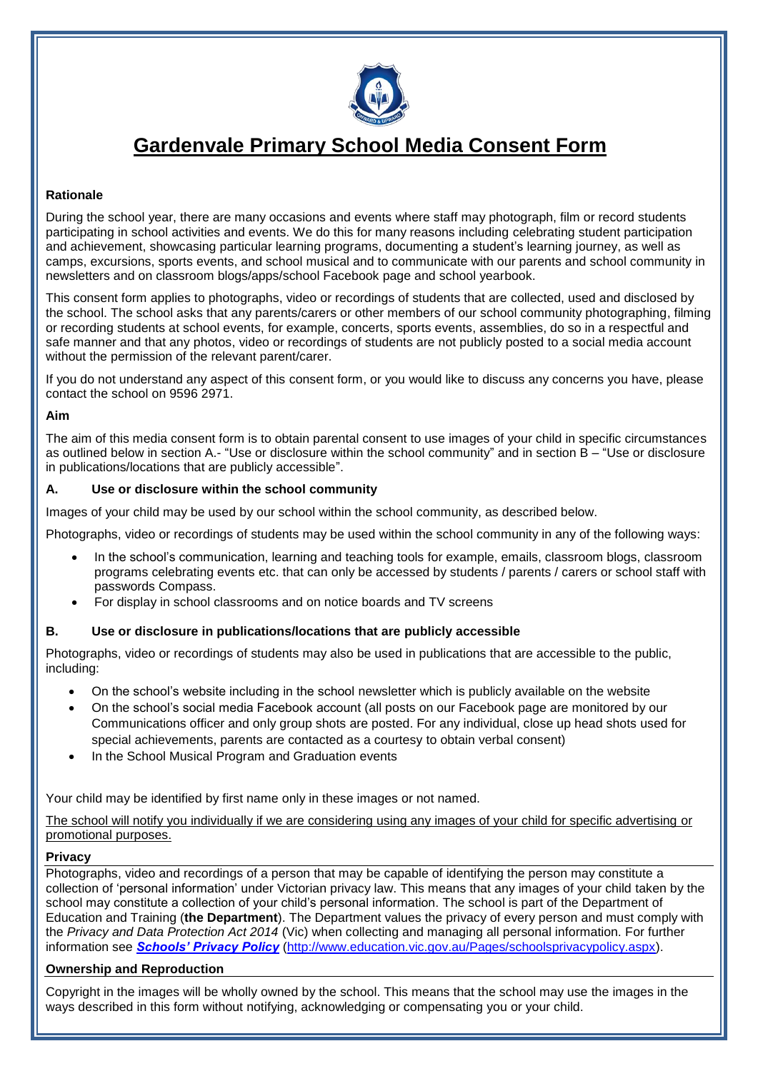# Gardenvale Primary School Media Consent Form

**Rationale**

During the school year, there are many occasions and events where staff may photograph, film or record students participating in school activities and events. We do this for many reasons including celebrating student participation and achievement, showcasing particular learning programs, documenting a student's learning journey, as well as camps, excursions, sports events, and school musical and to communicate with our parents and school community in newsletters and on classroom blogs/apps/school Facebook page and school yearbook.

This consent form applies to photographs, video or recordings of students that are collected, used and disclosed by the school. The school asks that any parents/carers or other members of our school community photographing, filming or recording students at school events, for example, concerts, sports events, assemblies, do so in a respectful and safe manner and that any photos, video or recordings of students are not publicly posted to a social media account without the permission of the relevant parent/carer.

If you do not understand any aspect of this consent form, or you would like to discuss any concerns you have, please contact the school on 9596 2971.

**Aim**

The aim of this media consent form is to obtain parental consent to use images of your child in specific circumstances as outlined below in section A.- "Use or disclosure within the school community" and in section B – "Use or disclosure in publications/locations that are publicly accessible".

**A. Use or disclosure within the school community**

Images of your child may be used by our school within the school community, as described below.

Photographs, video or recordings of students may be used within the school community in any of the following ways:

- In the school's communication, learning and teaching tools for example, emails, classroom blogs, classroom programs celebrating events etc. that can only be accessed by students / parents / carers or school staff with passwords Compass.
- For display in school classrooms and on notice boards and TV screens

**B. Use or disclosure in publications/locations that are publicly accessible**

Photographs, video or recordings of students may also be used in publications that are accessible to the public, including:

- On the school's website including in the school newsletter which is publicly available on the website
- On the school's social media Facebook account (all posts on our Facebook page are monitored by our Communications officer and only group shots are posted. For any individual, close up head shots used for special achievements, parents are contacted as a courtesy to obtain verbal consent)
- In the School Musical Program and Graduation events

Your child may be identified by first name only in these images or not named.

<u>The school will notify you individually if we are considering using any images of your child for specific advertising or promotional purposes.</u>

**Privacy**

Photographs, video and recordings of a person that may be capable of identifying the person may constitute a collection of 'personal information' under Victorian privacy law. This means that any images of your child taken by the school may constitute a collection of your child's personal information. The school is part of the Department of Education and Training (**the Department**). The Department values the privacy of every person and must comply with the *Privacy and Data Protection Act 2014* (Vic) when collecting and managing all personal information. For further information see ***Schools' Privacy Policy*** (http://www.education.vic.gov.au/Pages/schoolsprivacypolicy.aspx).

**Ownership and Reproduction**

Copyright in the images will be wholly owned by the school. This means that the school may use the images in the ways described in this form without notifying, acknowledging or compensating you or your child.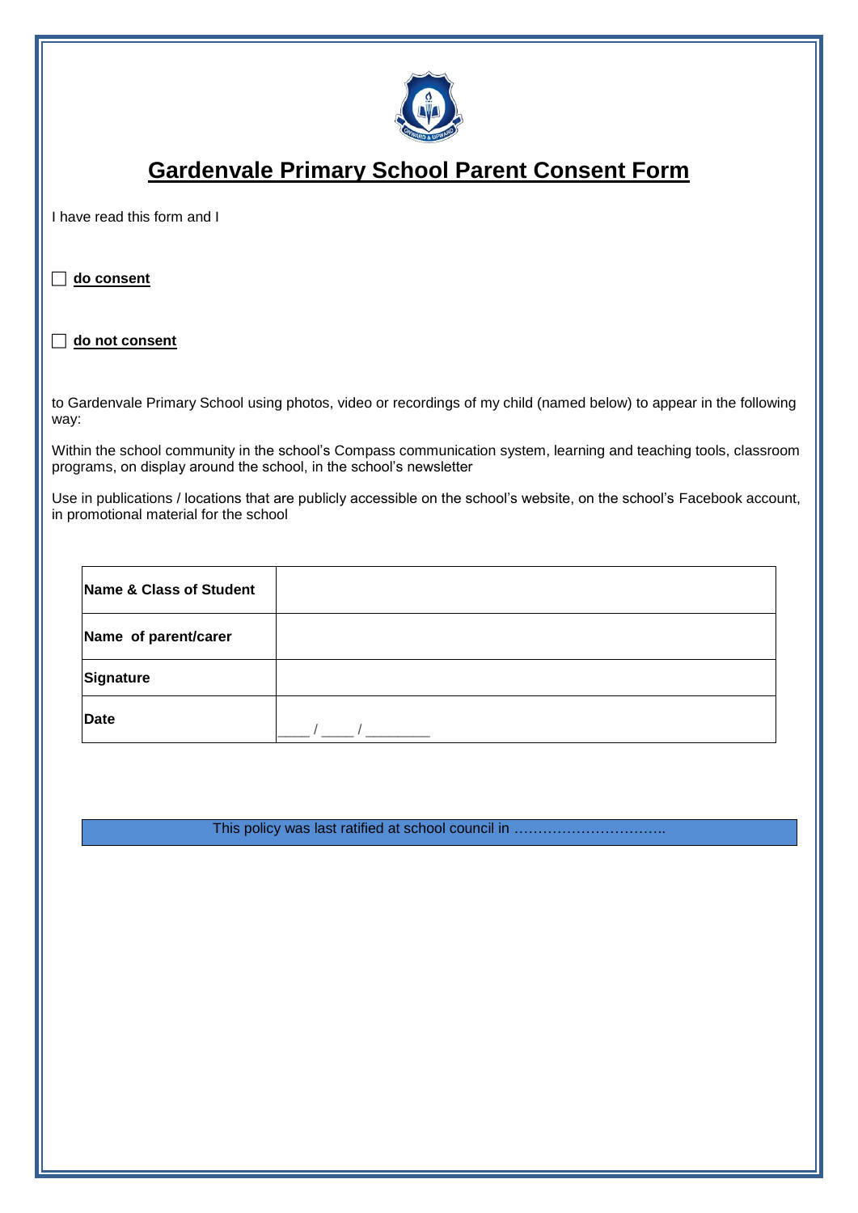# Gardenvale Primary School Parent Consent Form

I have read this form and I

☐ **do consent**

☐ **do not consent**

to Gardenvale Primary School using photos, video or recordings of my child (named below) to appear in the following way:

Within the school community in the school's Compass communication system, learning and teaching tools, classroom programs, on display around the school, in the school's newsletter

Use in publications / locations that are publicly accessible on the school's website, on the school's Facebook account, in promotional material for the school

| | |
|---|---|
| **Name & Class of Student** | |
| **Name of parent/carer** | |
| **Signature** | |
| **Date** | ____ / ____ / ________ |

This policy was last ratified at school council in …………………………..